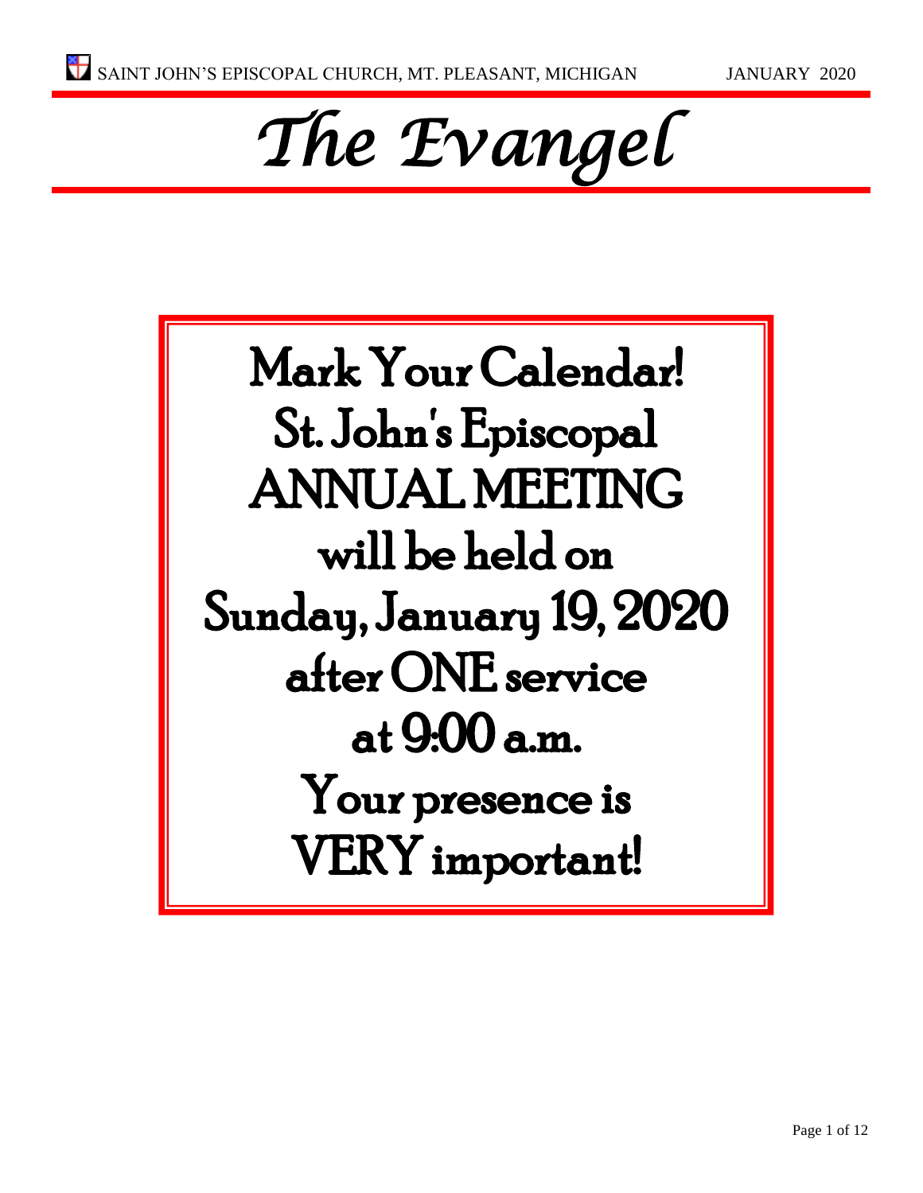# *The Evangel*

**Mark Your Calendar!**
**St. John's Episcopal**
**ANNUAL MEETING**
**will be held on**
**Sunday, January 19, 2020**
**after ONE service**
**at 9:00 a.m.**
**Your presence is**
**VERY important!**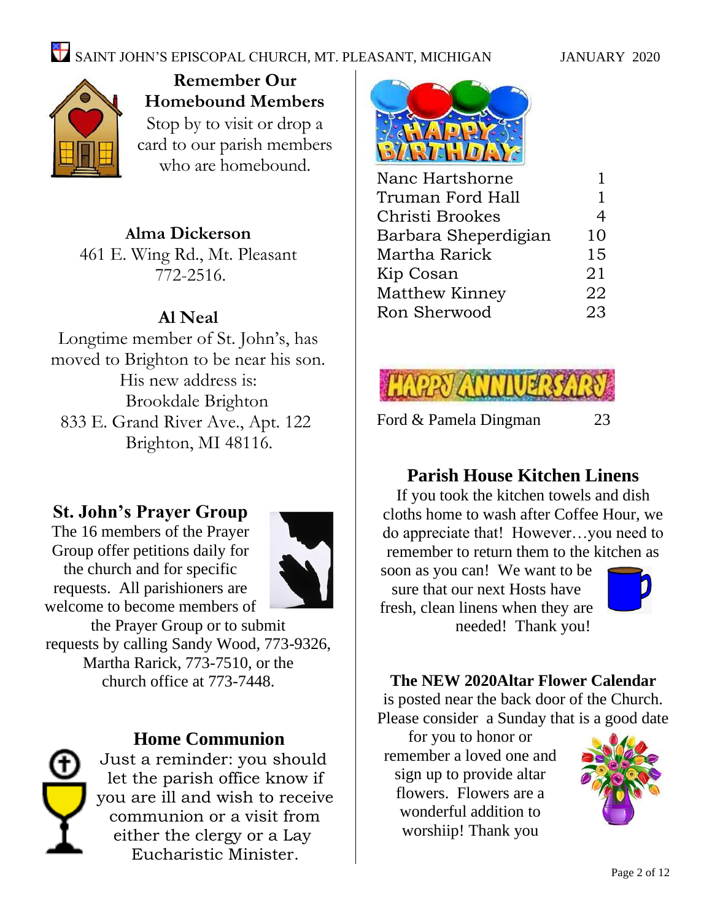## Remember Our Homebound Members

Stop by to visit or drop a card to our parish members who are homebound.

**Alma Dickerson**
461 E. Wing Rd., Mt. Pleasant
772-2516.

**Al Neal**
Longtime member of St. John's, has moved to Brighton to be near his son. His new address is:
Brookdale Brighton
833 E. Grand River Ave., Apt. 122
Brighton, MI 48116.

## St. John's Prayer Group

The 16 members of the Prayer Group offer petitions daily for the church and for specific requests. All parishioners are welcome to become members of the Prayer Group or to submit requests by calling Sandy Wood, 773-9326, Martha Rarick, 773-7510, or the church office at 773-7448.

## Home Communion

Just a reminder: you should let the parish office know if you are ill and wish to receive communion or a visit from either the clergy or a Lay Eucharistic Minister.

## HAPPY BIRTHDAY

| | |
|---|---|
| Nanc Hartshorne | 1 |
| Truman Ford Hall | 1 |
| Christi Brookes | 4 |
| Barbara Sheperdigian | 10 |
| Martha Rarick | 15 |
| Kip Cosan | 21 |
| Matthew Kinney | 22 |
| Ron Sherwood | 23 |

## HAPPY ANNIVERSARY

| | |
|---|---|
| Ford & Pamela Dingman | 23 |

## Parish House Kitchen Linens

If you took the kitchen towels and dish cloths home to wash after Coffee Hour, we do appreciate that! However…you need to remember to return them to the kitchen as soon as you can! We want to be sure that our next Hosts have fresh, clean linens when they are needed! Thank you!

**The NEW 2020Altar Flower Calendar** is posted near the back door of the Church. Please consider a Sunday that is a good date for you to honor or remember a loved one and sign up to provide altar flowers. Flowers are a wonderful addition to worshiip! Thank you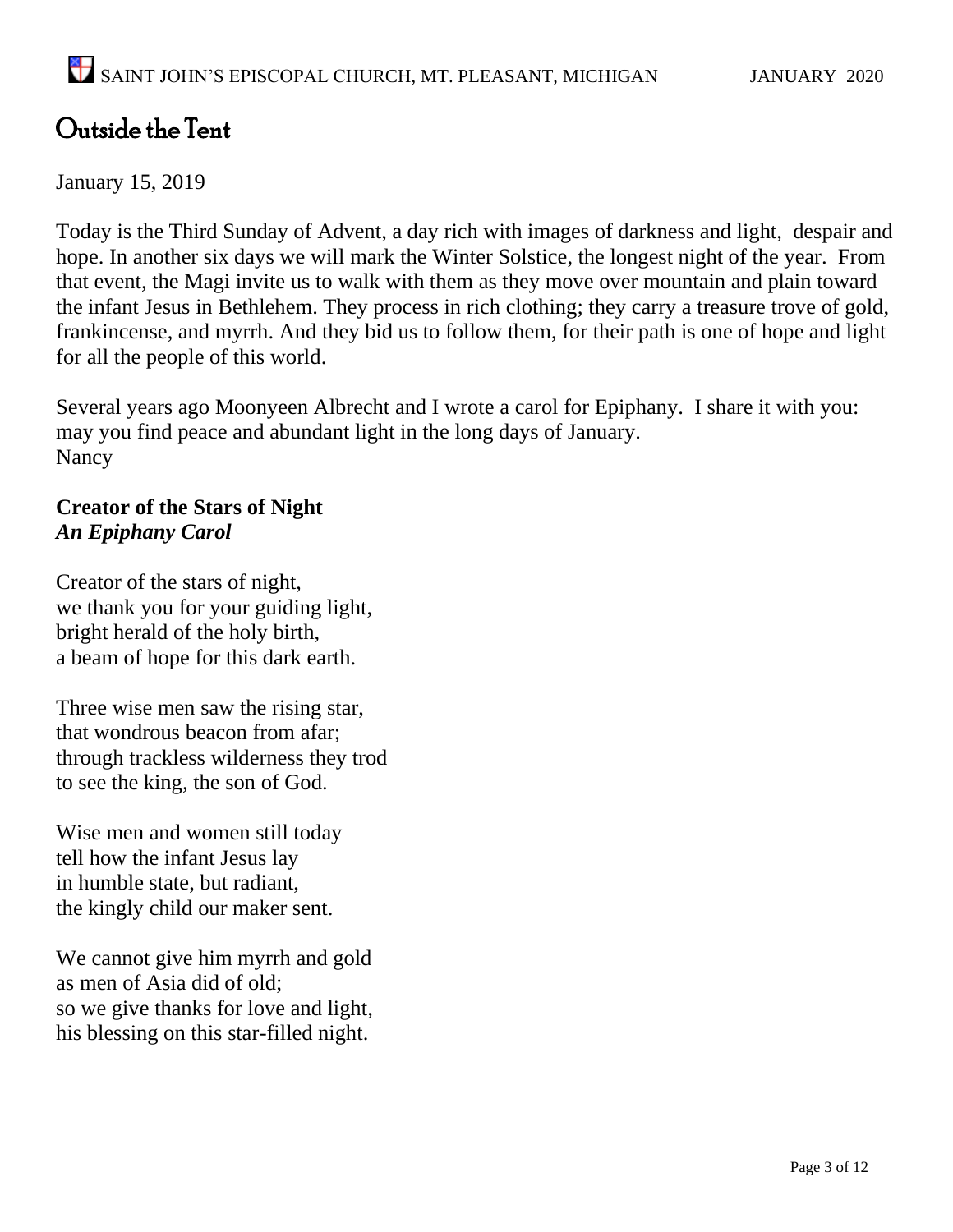# Outside the Tent

January 15, 2019

Today is the Third Sunday of Advent, a day rich with images of darkness and light, despair and hope. In another six days we will mark the Winter Solstice, the longest night of the year. From that event, the Magi invite us to walk with them as they move over mountain and plain toward the infant Jesus in Bethlehem. They process in rich clothing; they carry a treasure trove of gold, frankincense, and myrrh. And they bid us to follow them, for their path is one of hope and light for all the people of this world.

Several years ago Moonyeen Albrecht and I wrote a carol for Epiphany. I share it with you: may you find peace and abundant light in the long days of January.
Nancy

**Creator of the Stars of Night**
***An Epiphany Carol***

Creator of the stars of night,
we thank you for your guiding light,
bright herald of the holy birth,
a beam of hope for this dark earth.

Three wise men saw the rising star,
that wondrous beacon from afar;
through trackless wilderness they trod
to see the king, the son of God.

Wise men and women still today
tell how the infant Jesus lay
in humble state, but radiant,
the kingly child our maker sent.

We cannot give him myrrh and gold
as men of Asia did of old;
so we give thanks for love and light,
his blessing on this star-filled night.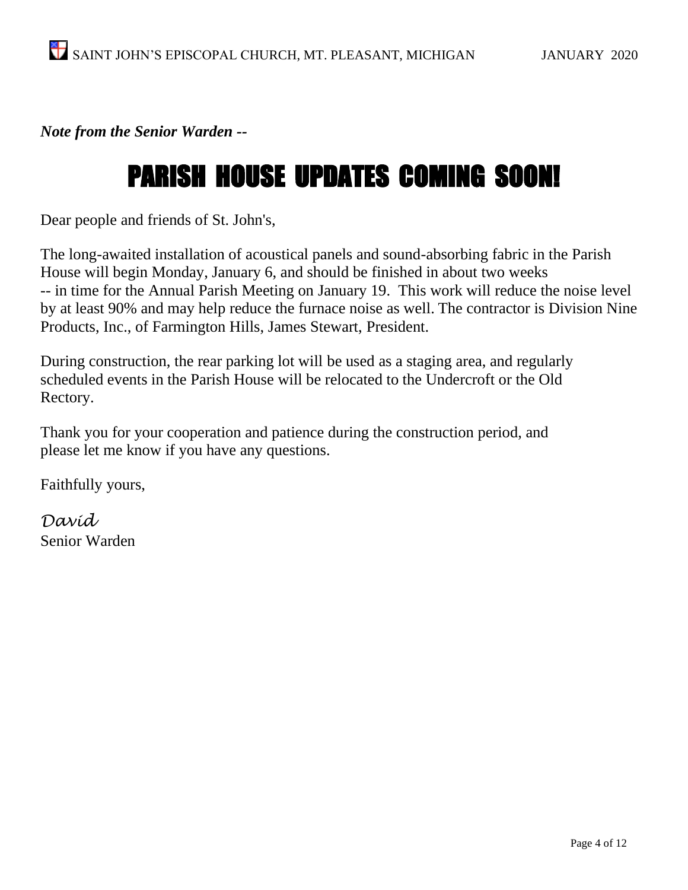***Note from the Senior Warden --***

# PARISH HOUSE UPDATES COMING SOON!

Dear people and friends of St. John's,

The long-awaited installation of acoustical panels and sound-absorbing fabric in the Parish House will begin Monday, January 6, and should be finished in about two weeks -- in time for the Annual Parish Meeting on January 19. This work will reduce the noise level by at least 90% and may help reduce the furnace noise as well. The contractor is Division Nine Products, Inc., of Farmington Hills, James Stewart, President.

During construction, the rear parking lot will be used as a staging area, and regularly scheduled events in the Parish House will be relocated to the Undercroft or the Old Rectory.

Thank you for your cooperation and patience during the construction period, and please let me know if you have any questions.

Faithfully yours,

*David*
Senior Warden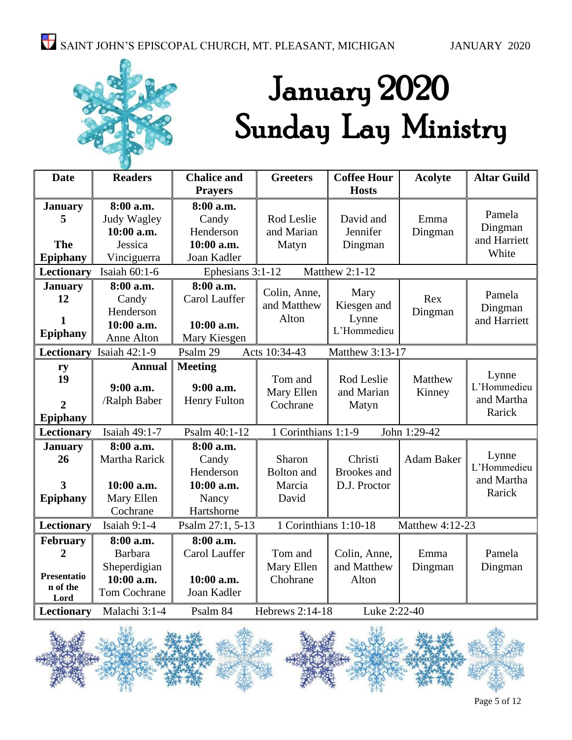# January 2020 Sunday Lay Ministry

| Date | Readers | Chalice and Prayers | Greeters | Coffee Hour Hosts | Acolyte | Altar Guild |
|---|---|---|---|---|---|---|
| **January 5** **The Epiphany** | **8:00 a.m.** Judy Wagley **10:00 a.m.** Jessica Vinciguerra | **8:00 a.m.** Candy Henderson **10:00 a.m.** Joan Kadler | Rod Leslie and Marian Matyn | David and Jennifer Dingman | Emma Dingman | Pamela Dingman and Harriett White |
| **Lectionary** | Isaiah 60:1-6 | Ephesians 3:1-12 | Matthew 2:1-12 | | | |
| **January 12** **1 Epiphany** | **8:00 a.m.** Candy Henderson **10:00 a.m.** Anne Alton | **8:00 a.m.** Carol Lauffer **10:00 a.m.** Mary Kiesgen | Colin, Anne, and Matthew Alton | Mary Kiesgen and Lynne L'Hommedieu | Rex Dingman | Pamela Dingman and Harriett |
| **Lectionary** | Isaiah 42:1-9 | Psalm 29 | Acts 10:34-43 | Matthew 3:13-17 | | |
| **ry 19** **2 Epiphany** | **Annual** **9:00 a.m.** /Ralph Baber | **Meeting** **9:00 a.m.** Henry Fulton | Tom and Mary Ellen Cochrane | Rod Leslie and Marian Matyn | Matthew Kinney | Lynne L'Hommedieu and Martha Rarick |
| **Lectionary** | Isaiah 49:1-7 | Psalm 40:1-12 | 1 Corinthians 1:1-9 | John 1:29-42 | | |
| **January 26** **3 Epiphany** | **8:00 a.m.** Martha Rarick **10:00 a.m.** Mary Ellen Cochrane | **8:00 a.m.** Candy Henderson **10:00 a.m.** Nancy Hartshorne | Sharon Bolton and Marcia David | Christi Brookes and D.J. Proctor | Adam Baker | Lynne L'Hommedieu and Martha Rarick |
| **Lectionary** | Isaiah 9:1-4 | Psalm 27:1, 5-13 | 1 Corinthians 1:10-18 | Matthew 4:12-23 | | |
| **February 2** **Presentation of the Lord** | **8:00 a.m.** Barbara Sheperdigian **10:00 a.m.** Tom Cochrane | **8:00 a.m.** Carol Lauffer **10:00 a.m.** Joan Kadler | Tom and Mary Ellen Chohrane | Colin, Anne, and Matthew Alton | Emma Dingman | Pamela Dingman |
| **Lectionary** | Malachi 3:1-4 | Psalm 84 | Hebrews 2:14-18 | Luke 2:22-40 | | |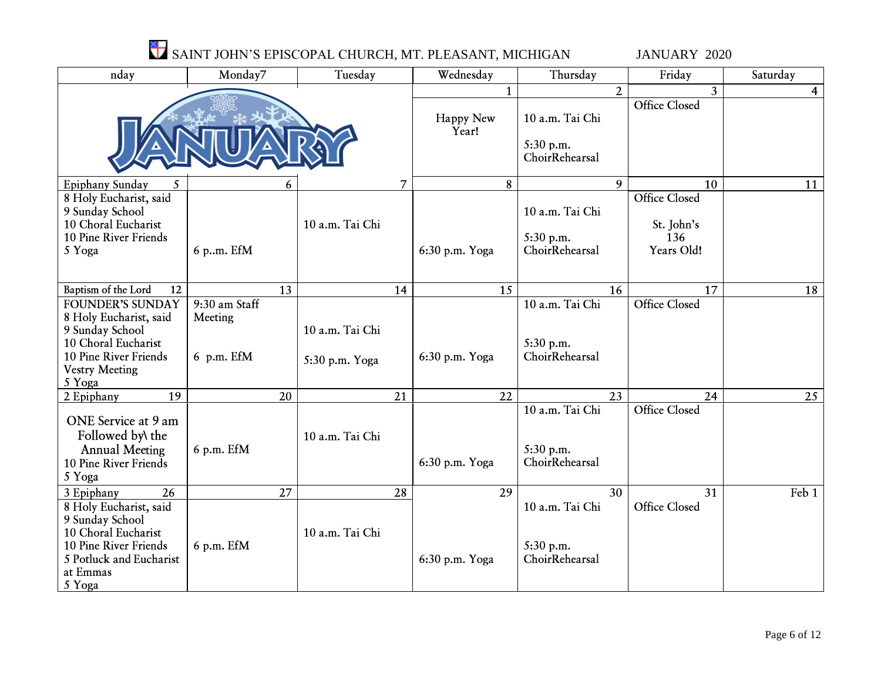SAINT JOHN'S EPISCOPAL CHURCH, MT. PLEASANT, MICHIGAN JANUARY 2020

| nday | Monday7 | Tuesday | Wednesday | Thursday | Friday | Saturday |
|---|---|---|---|---|---|---|
| JANUARY | | | 1<br>Happy New Year! | 2<br>10 a.m. Tai Chi<br>5:30 p.m. ChoirRehearsal | 3<br>Office Closed | 4 |
| Epiphany Sunday 5<br>8 Holy Eucharist, said<br>9 Sunday School<br>10 Choral Eucharist<br>10 Pine River Friends<br>5 Yoga | 6<br>6 p..m. EfM | 7<br>10 a.m. Tai Chi | 8<br>6:30 p.m. Yoga | 9<br>10 a.m. Tai Chi<br>5:30 p.m. ChoirRehearsal | 10<br>Office Closed<br>St. John's 136 Years Old! | 11 |
| Baptism of the Lord 12<br>FOUNDER'S SUNDAY<br>8 Holy Eucharist, said<br>9 Sunday School<br>10 Choral Eucharist<br>10 Pine River Friends<br>Vestry Meeting<br>5 Yoga | 13<br>9:30 am Staff Meeting<br>6 p.m. EfM | 14<br>10 a.m. Tai Chi<br>5:30 p.m. Yoga | 15<br>6:30 p.m. Yoga | 16<br>10 a.m. Tai Chi<br>5:30 p.m. ChoirRehearsal | 17<br>Office Closed | 18 |
| 2 Epiphany 19<br>ONE Service at 9 am Followed by\ the Annual Meeting<br>10 Pine River Friends<br>5 Yoga | 20<br>6 p.m. EfM | 21<br>10 a.m. Tai Chi | 22<br>6:30 p.m. Yoga | 23<br>10 a.m. Tai Chi<br>5:30 p.m. ChoirRehearsal | 24<br>Office Closed | 25 |
| 3 Epiphany 26<br>8 Holy Eucharist, said<br>9 Sunday School<br>10 Choral Eucharist<br>10 Pine River Friends<br>5 Potluck and Eucharist at Emmas<br>5 Yoga | 27<br>6 p.m. EfM | 28<br>10 a.m. Tai Chi | 29<br>6:30 p.m. Yoga | 30<br>10 a.m. Tai Chi<br>5:30 p.m. ChoirRehearsal | 31<br>Office Closed | Feb 1 |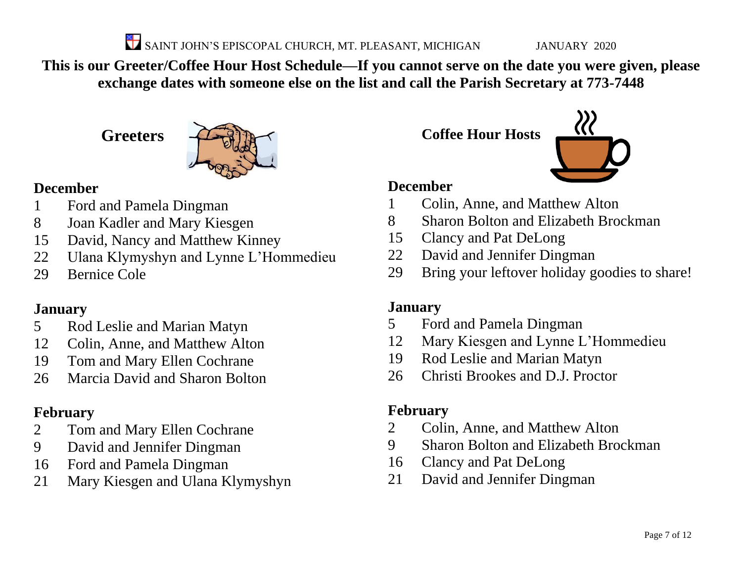This is our Greeter/Coffee Hour Host Schedule—If you cannot serve on the date you were given, please exchange dates with someone else on the list and call the Parish Secretary at 773-7448

## Greeters

### December

| | |
|---|---|
| 1 | Ford and Pamela Dingman |
| 8 | Joan Kadler and Mary Kiesgen |
| 15 | David, Nancy and Matthew Kinney |
| 22 | Ulana Klymyshyn and Lynne L'Hommedieu |
| 29 | Bernice Cole |

### January

| | |
|---|---|
| 5 | Rod Leslie and Marian Matyn |
| 12 | Colin, Anne, and Matthew Alton |
| 19 | Tom and Mary Ellen Cochrane |
| 26 | Marcia David and Sharon Bolton |

### February

| | |
|---|---|
| 2 | Tom and Mary Ellen Cochrane |
| 9 | David and Jennifer Dingman |
| 16 | Ford and Pamela Dingman |
| 21 | Mary Kiesgen and Ulana Klymyshyn |

## Coffee Hour Hosts

### December

| | |
|---|---|
| 1 | Colin, Anne, and Matthew Alton |
| 8 | Sharon Bolton and Elizabeth Brockman |
| 15 | Clancy and Pat DeLong |
| 22 | David and Jennifer Dingman |
| 29 | Bring your leftover holiday goodies to share! |

### January

| | |
|---|---|
| 5 | Ford and Pamela Dingman |
| 12 | Mary Kiesgen and Lynne L'Hommedieu |
| 19 | Rod Leslie and Marian Matyn |
| 26 | Christi Brookes and D.J. Proctor |

### February

| | |
|---|---|
| 2 | Colin, Anne, and Matthew Alton |
| 9 | Sharon Bolton and Elizabeth Brockman |
| 16 | Clancy and Pat DeLong |
| 21 | David and Jennifer Dingman |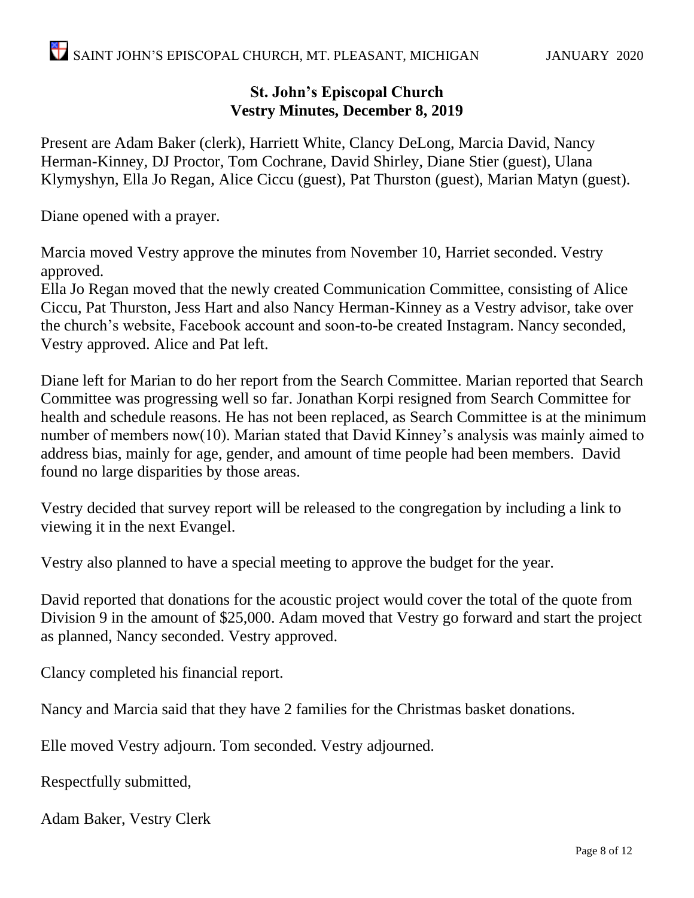## St. John's Episcopal Church
## Vestry Minutes, December 8, 2019

Present are Adam Baker (clerk), Harriett White, Clancy DeLong, Marcia David, Nancy Herman-Kinney, DJ Proctor, Tom Cochrane, David Shirley, Diane Stier (guest), Ulana Klymyshyn, Ella Jo Regan, Alice Ciccu (guest), Pat Thurston (guest), Marian Matyn (guest).

Diane opened with a prayer.

Marcia moved Vestry approve the minutes from November 10, Harriet seconded. Vestry approved.
Ella Jo Regan moved that the newly created Communication Committee, consisting of Alice Ciccu, Pat Thurston, Jess Hart and also Nancy Herman-Kinney as a Vestry advisor, take over the church's website, Facebook account and soon-to-be created Instagram. Nancy seconded, Vestry approved. Alice and Pat left.

Diane left for Marian to do her report from the Search Committee. Marian reported that Search Committee was progressing well so far. Jonathan Korpi resigned from Search Committee for health and schedule reasons. He has not been replaced, as Search Committee is at the minimum number of members now(10). Marian stated that David Kinney's analysis was mainly aimed to address bias, mainly for age, gender, and amount of time people had been members. David found no large disparities by those areas.

Vestry decided that survey report will be released to the congregation by including a link to viewing it in the next Evangel.

Vestry also planned to have a special meeting to approve the budget for the year.

David reported that donations for the acoustic project would cover the total of the quote from Division 9 in the amount of $25,000. Adam moved that Vestry go forward and start the project as planned, Nancy seconded. Vestry approved.

Clancy completed his financial report.

Nancy and Marcia said that they have 2 families for the Christmas basket donations.

Elle moved Vestry adjourn. Tom seconded. Vestry adjourned.

Respectfully submitted,

Adam Baker, Vestry Clerk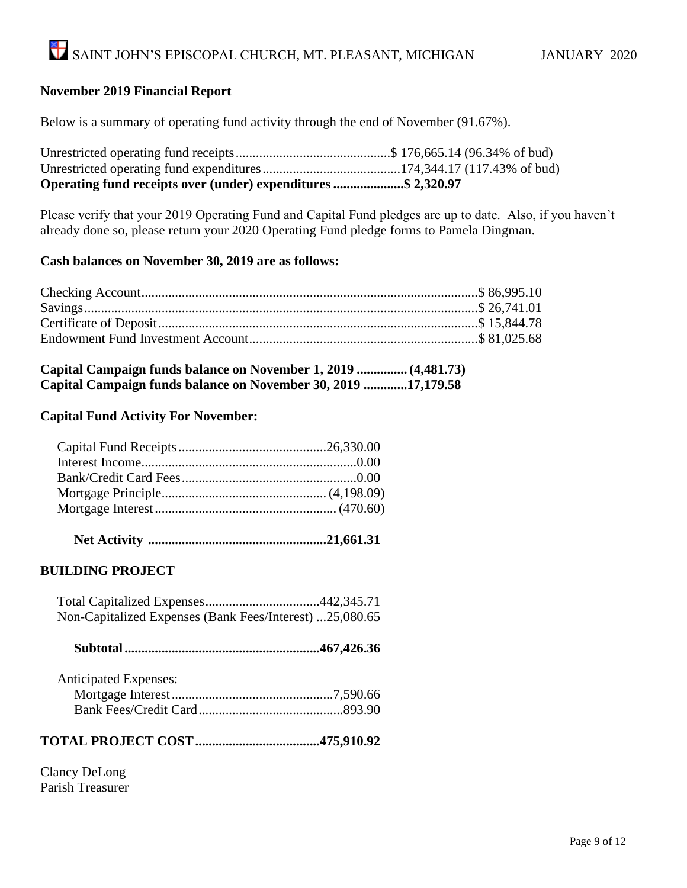## November 2019 Financial Report

Below is a summary of operating fund activity through the end of November (91.67%).

| | | |
|---|---|---|
| Unrestricted operating fund receipts | $ 176,665.14 | (96.34% of bud) |
| Unrestricted operating fund expenditures | 174,344.17 | (117.43% of bud) |
| **Operating fund receipts over (under) expenditures** | **$ 2,320.97** | |

Please verify that your 2019 Operating Fund and Capital Fund pledges are up to date. Also, if you haven't already done so, please return your 2020 Operating Fund pledge forms to Pamela Dingman.

**Cash balances on November 30, 2019 are as follows:**

| | |
|---|---|
| Checking Account | $ 86,995.10 |
| Savings | $ 26,741.01 |
| Certificate of Deposit | $ 15,844.78 |
| Endowment Fund Investment Account | $ 81,025.68 |

**Capital Campaign funds balance on November 1, 2019 ............... (4,481.73)**
**Capital Campaign funds balance on November 30, 2019 ............17,179.58**

**Capital Fund Activity For November:**

| | |
|---|---|
| Capital Fund Receipts | 26,330.00 |
| Interest Income | 0.00 |
| Bank/Credit Card Fees | 0.00 |
| Mortgage Principle | (4,198.09) |
| Mortgage Interest | (470.60) |
| **Net Activity** | **21,661.31** |

## BUILDING PROJECT

| | |
|---|---|
| Total Capitalized Expenses | 442,345.71 |
| Non-Capitalized Expenses (Bank Fees/Interest) | 25,080.65 |
| **Subtotal** | **467,426.36** |
| Anticipated Expenses: | |
| Mortgage Interest | 7,590.66 |
| Bank Fees/Credit Card | 893.90 |
| **TOTAL PROJECT COST** | **475,910.92** |

Clancy DeLong
Parish Treasurer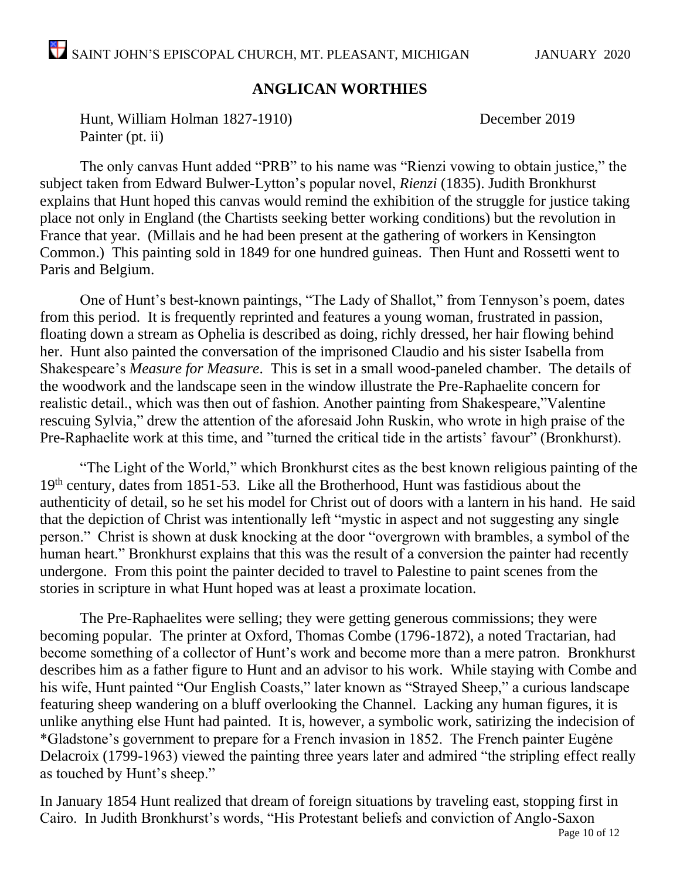## ANGLICAN WORTHIES

Hunt, William Holman 1827-1910) December 2019
Painter (pt. ii)

The only canvas Hunt added "PRB" to his name was "Rienzi vowing to obtain justice," the subject taken from Edward Bulwer-Lytton's popular novel, *Rienzi* (1835). Judith Bronkhurst explains that Hunt hoped this canvas would remind the exhibition of the struggle for justice taking place not only in England (the Chartists seeking better working conditions) but the revolution in France that year. (Millais and he had been present at the gathering of workers in Kensington Common.) This painting sold in 1849 for one hundred guineas. Then Hunt and Rossetti went to Paris and Belgium.

One of Hunt's best-known paintings, "The Lady of Shallot," from Tennyson's poem, dates from this period. It is frequently reprinted and features a young woman, frustrated in passion, floating down a stream as Ophelia is described as doing, richly dressed, her hair flowing behind her. Hunt also painted the conversation of the imprisoned Claudio and his sister Isabella from Shakespeare's *Measure for Measure*. This is set in a small wood-paneled chamber. The details of the woodwork and the landscape seen in the window illustrate the Pre-Raphaelite concern for realistic detail., which was then out of fashion. Another painting from Shakespeare,"Valentine rescuing Sylvia," drew the attention of the aforesaid John Ruskin, who wrote in high praise of the Pre-Raphaelite work at this time, and "turned the critical tide in the artists' favour" (Bronkhurst).

"The Light of the World," which Bronkhurst cites as the best known religious painting of the 19th century, dates from 1851-53. Like all the Brotherhood, Hunt was fastidious about the authenticity of detail, so he set his model for Christ out of doors with a lantern in his hand. He said that the depiction of Christ was intentionally left "mystic in aspect and not suggesting any single person." Christ is shown at dusk knocking at the door "overgrown with brambles, a symbol of the human heart." Bronkhurst explains that this was the result of a conversion the painter had recently undergone. From this point the painter decided to travel to Palestine to paint scenes from the stories in scripture in what Hunt hoped was at least a proximate location.

The Pre-Raphaelites were selling; they were getting generous commissions; they were becoming popular. The printer at Oxford, Thomas Combe (1796-1872), a noted Tractarian, had become something of a collector of Hunt's work and become more than a mere patron. Bronkhurst describes him as a father figure to Hunt and an advisor to his work. While staying with Combe and his wife, Hunt painted "Our English Coasts," later known as "Strayed Sheep," a curious landscape featuring sheep wandering on a bluff overlooking the Channel. Lacking any human figures, it is unlike anything else Hunt had painted. It is, however, a symbolic work, satirizing the indecision of *Gladstone's government to prepare for a French invasion in 1852. The French painter Eugėne Delacroix (1799-1963) viewed the painting three years later and admired "the stripling effect really as touched by Hunt's sheep."

In January 1854 Hunt realized that dream of foreign situations by traveling east, stopping first in Cairo. In Judith Bronkhurst's words, "His Protestant beliefs and conviction of Anglo-Saxon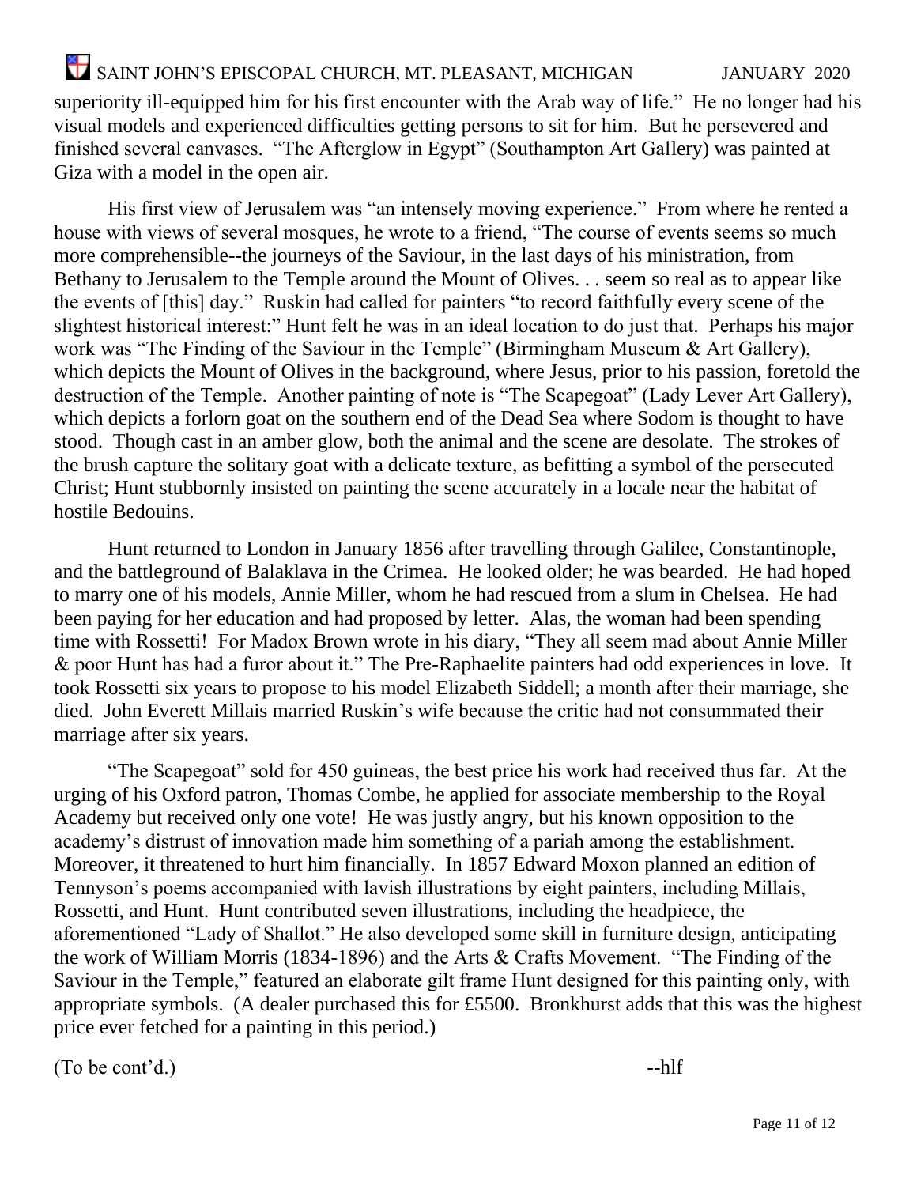superiority ill-equipped him for his first encounter with the Arab way of life." He no longer had his visual models and experienced difficulties getting persons to sit for him. But he persevered and finished several canvases. "The Afterglow in Egypt" (Southampton Art Gallery) was painted at Giza with a model in the open air.

His first view of Jerusalem was "an intensely moving experience." From where he rented a house with views of several mosques, he wrote to a friend, "The course of events seems so much more comprehensible--the journeys of the Saviour, in the last days of his ministration, from Bethany to Jerusalem to the Temple around the Mount of Olives. . . seem so real as to appear like the events of [this] day." Ruskin had called for painters "to record faithfully every scene of the slightest historical interest:" Hunt felt he was in an ideal location to do just that. Perhaps his major work was "The Finding of the Saviour in the Temple" (Birmingham Museum & Art Gallery), which depicts the Mount of Olives in the background, where Jesus, prior to his passion, foretold the destruction of the Temple. Another painting of note is "The Scapegoat" (Lady Lever Art Gallery), which depicts a forlorn goat on the southern end of the Dead Sea where Sodom is thought to have stood. Though cast in an amber glow, both the animal and the scene are desolate. The strokes of the brush capture the solitary goat with a delicate texture, as befitting a symbol of the persecuted Christ; Hunt stubbornly insisted on painting the scene accurately in a locale near the habitat of hostile Bedouins.

Hunt returned to London in January 1856 after travelling through Galilee, Constantinople, and the battleground of Balaklava in the Crimea. He looked older; he was bearded. He had hoped to marry one of his models, Annie Miller, whom he had rescued from a slum in Chelsea. He had been paying for her education and had proposed by letter. Alas, the woman had been spending time with Rossetti! For Madox Brown wrote in his diary, "They all seem mad about Annie Miller & poor Hunt has had a furor about it." The Pre-Raphaelite painters had odd experiences in love. It took Rossetti six years to propose to his model Elizabeth Siddell; a month after their marriage, she died. John Everett Millais married Ruskin's wife because the critic had not consummated their marriage after six years.

"The Scapegoat" sold for 450 guineas, the best price his work had received thus far. At the urging of his Oxford patron, Thomas Combe, he applied for associate membership to the Royal Academy but received only one vote! He was justly angry, but his known opposition to the academy's distrust of innovation made him something of a pariah among the establishment. Moreover, it threatened to hurt him financially. In 1857 Edward Moxon planned an edition of Tennyson's poems accompanied with lavish illustrations by eight painters, including Millais, Rossetti, and Hunt. Hunt contributed seven illustrations, including the headpiece, the aforementioned "Lady of Shallot." He also developed some skill in furniture design, anticipating the work of William Morris (1834-1896) and the Arts & Crafts Movement. "The Finding of the Saviour in the Temple," featured an elaborate gilt frame Hunt designed for this painting only, with appropriate symbols. (A dealer purchased this for £5500. Bronkhurst adds that this was the highest price ever fetched for a painting in this period.)

(To be cont'd.) --hlf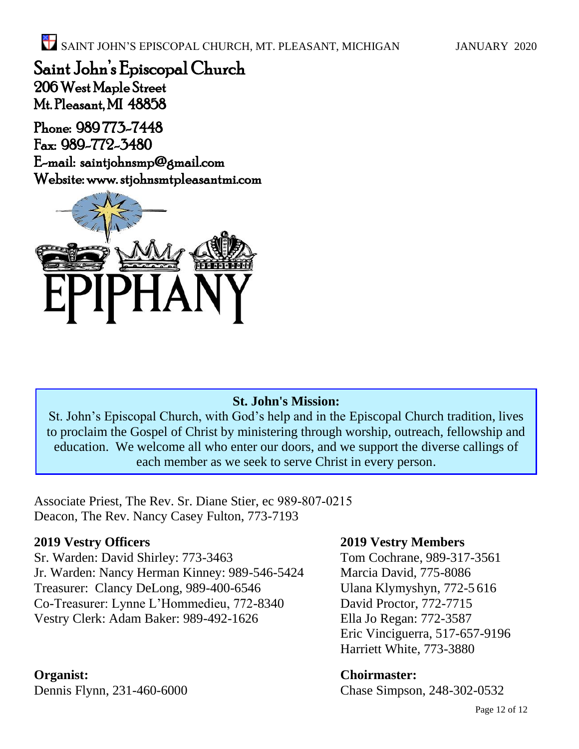# Saint John's Episcopal Church

206 West Maple Street
Mt. Pleasant, MI 48858

Phone: 989 773-7448
Fax: 989-772-3480
E-mail: saintjohnsmp@gmail.com
Website: www. stjohnsmtpleasantmi.com

EPIPHANY

**St. John's Mission:**

St. John's Episcopal Church, with God's help and in the Episcopal Church tradition, lives to proclaim the Gospel of Christ by ministering through worship, outreach, fellowship and education. We welcome all who enter our doors, and we support the diverse callings of each member as we seek to serve Christ in every person.

Associate Priest, The Rev. Sr. Diane Stier, ec 989-807-0215
Deacon, The Rev. Nancy Casey Fulton, 773-7193

**2019 Vestry Officers**

Sr. Warden: David Shirley: 773-3463
Jr. Warden: Nancy Herman Kinney: 989-546-5424
Treasurer: Clancy DeLong, 989-400-6546
Co-Treasurer: Lynne L'Hommedieu, 772-8340
Vestry Clerk: Adam Baker: 989-492-1626

**2019 Vestry Members**

Tom Cochrane, 989-317-3561
Marcia David, 775-8086
Ulana Klymyshyn, 772-5 616
David Proctor, 772-7715
Ella Jo Regan: 772-3587
Eric Vinciguerra, 517-657-9196
Harriett White, 773-3880

**Organist:**
Dennis Flynn, 231-460-6000

**Choirmaster:**
Chase Simpson, 248-302-0532